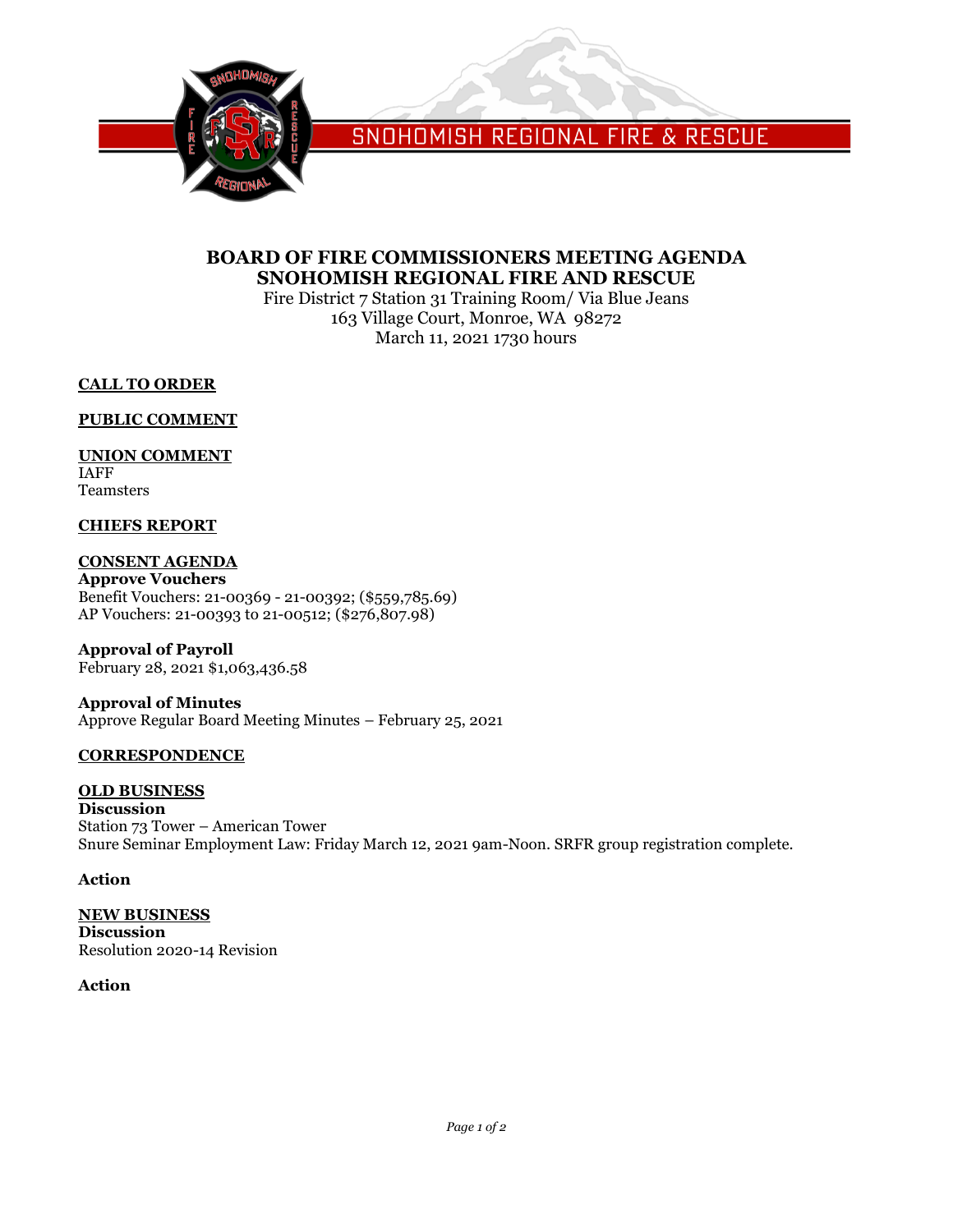SNOHOMISH REGIONAL FIRE & RESCUE

# BOARD OF FIRE COMMISSIONERS MEETING AGENDA
# SNOHOMISH REGIONAL FIRE AND RESCUE

Fire District 7 Station 31 Training Room/ Via Blue Jeans
163 Village Court, Monroe, WA 98272
March 11, 2021 1730 hours

## CALL TO ORDER

## PUBLIC COMMENT

## UNION COMMENT

IAFF
Teamsters

## CHIEFS REPORT

## CONSENT AGENDA

**Approve Vouchers**
Benefit Vouchers: 21-00369 - 21-00392; ($559,785.69)
AP Vouchers: 21-00393 to 21-00512; ($276,807.98)

**Approval of Payroll**
February 28, 2021 $1,063,436.58

**Approval of Minutes**
Approve Regular Board Meeting Minutes – February 25, 2021

## CORRESPONDENCE

## OLD BUSINESS

**Discussion**
Station 73 Tower – American Tower
Snure Seminar Employment Law: Friday March 12, 2021 9am-Noon. SRFR group registration complete.

**Action**

## NEW BUSINESS

**Discussion**
Resolution 2020-14 Revision

**Action**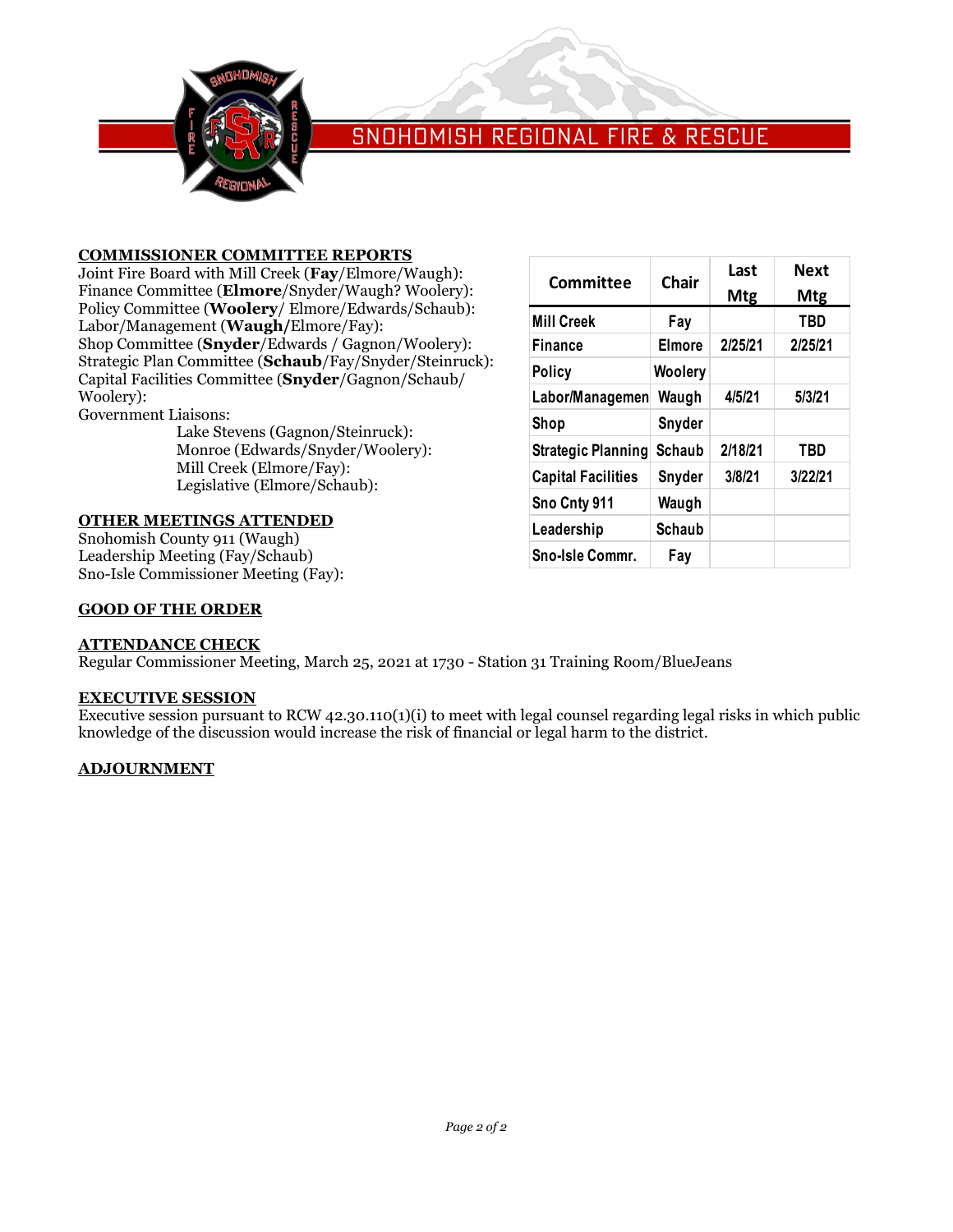# SNOHOMISH REGIONAL FIRE & RESCUE

**COMMISSIONER COMMITTEE REPORTS**

Joint Fire Board with Mill Creek (**Fay**/Elmore/Waugh):
Finance Committee (**Elmore**/Snyder/Waugh? Woolery):
Policy Committee (**Woolery**/ Elmore/Edwards/Schaub):
Labor/Management (**Waugh/**Elmore/Fay):
Shop Committee (**Snyder**/Edwards / Gagnon/Woolery):
Strategic Plan Committee (**Schaub**/Fay/Snyder/Steinruck):
Capital Facilities Committee (**Snyder**/Gagnon/Schaub/ Woolery):
Government Liaisons:

- Lake Stevens (Gagnon/Steinruck):
- Monroe (Edwards/Snyder/Woolery):
- Mill Creek (Elmore/Fay):
- Legislative (Elmore/Schaub):

| Committee | Chair | Last Mtg | Next Mtg |
|---|---|---|---|
| Mill Creek | Fay | | TBD |
| Finance | Elmore | 2/25/21 | 2/25/21 |
| Policy | Woolery | | |
| Labor/Managemen | Waugh | 4/5/21 | 5/3/21 |
| Shop | Snyder | | |
| Strategic Planning | Schaub | 2/18/21 | TBD |
| Capital Facilities | Snyder | 3/8/21 | 3/22/21 |
| Sno Cnty 911 | Waugh | | |
| Leadership | Schaub | | |
| Sno-Isle Commr. | Fay | | |

**OTHER MEETINGS ATTENDED**

Snohomish County 911 (Waugh)
Leadership Meeting (Fay/Schaub)
Sno-Isle Commissioner Meeting (Fay):

**GOOD OF THE ORDER**

**ATTENDANCE CHECK**

Regular Commissioner Meeting, March 25, 2021 at 1730 - Station 31 Training Room/BlueJeans

**EXECUTIVE SESSION**

Executive session pursuant to RCW 42.30.110(1)(i) to meet with legal counsel regarding legal risks in which public knowledge of the discussion would increase the risk of financial or legal harm to the district.

**ADJOURNMENT**